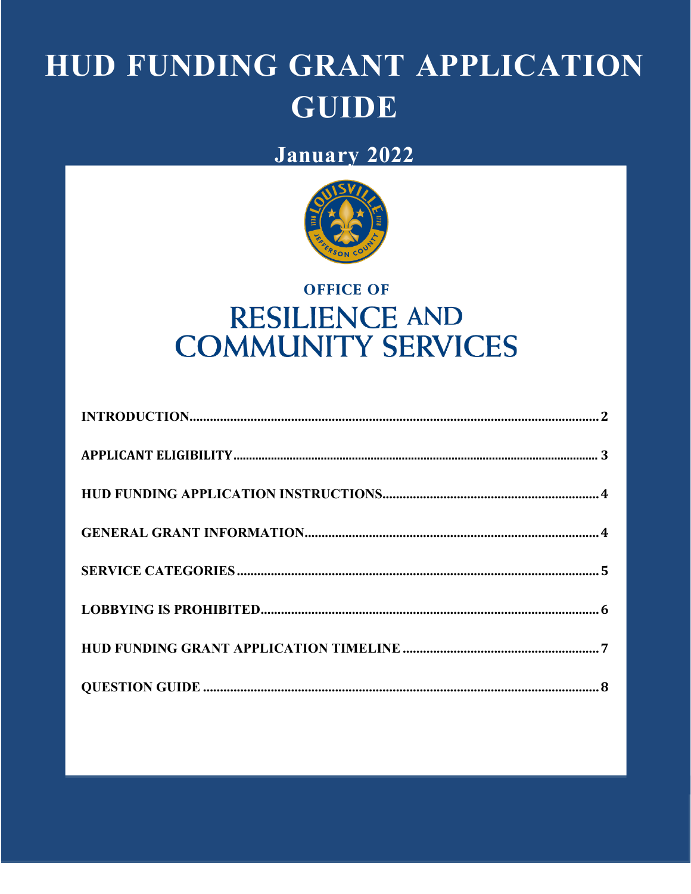# HUD FUNDING GRANT APPLICATION GUIDE

## January 2022

OFFICE OF
RESILIENCE AND COMMUNITY SERVICES

| | |
|---|---|
| **INTRODUCTION** | **2** |
| **APPLICANT ELIGIBILITY** | **3** |
| **HUD FUNDING APPLICATION INSTRUCTIONS** | **4** |
| **GENERAL GRANT INFORMATION** | **4** |
| **SERVICE CATEGORIES** | **5** |
| **LOBBYING IS PROHIBITED** | **6** |
| **HUD FUNDING GRANT APPLICATION TIMELINE** | **7** |
| **QUESTION GUIDE** | **8** |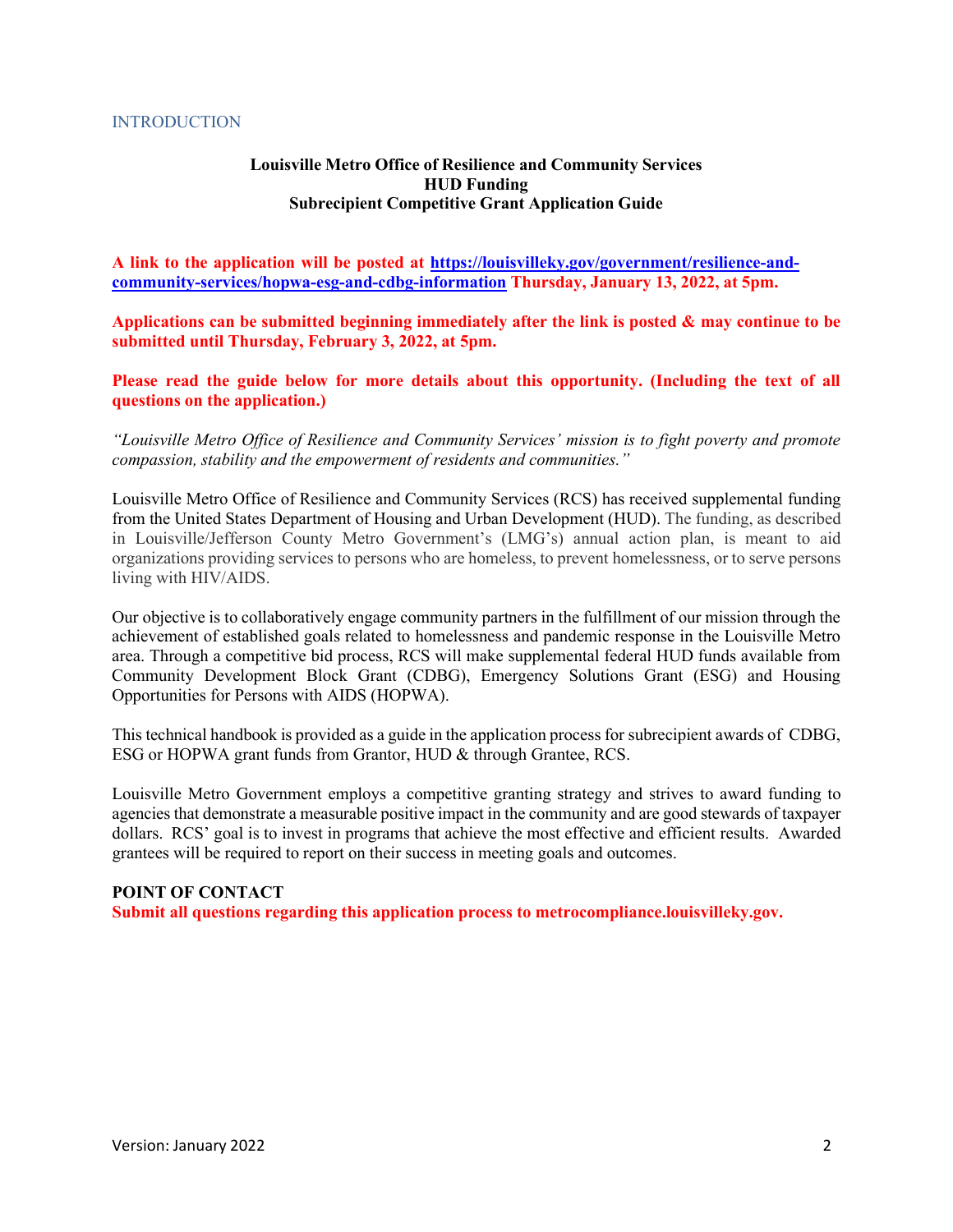## INTRODUCTION

**Louisville Metro Office of Resilience and Community Services**
**HUD Funding**
**Subrecipient Competitive Grant Application Guide**

**A link to the application will be posted at [https://louisvilleky.gov/government/resilience-and-community-services/hopwa-esg-and-cdbg-information](https://louisvilleky.gov/government/resilience-and-community-services/hopwa-esg-and-cdbg-information) Thursday, January 13, 2022, at 5pm.**

**Applications can be submitted beginning immediately after the link is posted & may continue to be submitted until Thursday, February 3, 2022, at 5pm.**

**Please read the guide below for more details about this opportunity. (Including the text of all questions on the application.)**

*"Louisville Metro Office of Resilience and Community Services' mission is to fight poverty and promote compassion, stability and the empowerment of residents and communities."*

Louisville Metro Office of Resilience and Community Services (RCS) has received supplemental funding from the United States Department of Housing and Urban Development (HUD). The funding, as described in Louisville/Jefferson County Metro Government's (LMG's) annual action plan, is meant to aid organizations providing services to persons who are homeless, to prevent homelessness, or to serve persons living with HIV/AIDS.

Our objective is to collaboratively engage community partners in the fulfillment of our mission through the achievement of established goals related to homelessness and pandemic response in the Louisville Metro area. Through a competitive bid process, RCS will make supplemental federal HUD funds available from Community Development Block Grant (CDBG), Emergency Solutions Grant (ESG) and Housing Opportunities for Persons with AIDS (HOPWA).

This technical handbook is provided as a guide in the application process for subrecipient awards of CDBG, ESG or HOPWA grant funds from Grantor, HUD & through Grantee, RCS.

Louisville Metro Government employs a competitive granting strategy and strives to award funding to agencies that demonstrate a measurable positive impact in the community and are good stewards of taxpayer dollars. RCS' goal is to invest in programs that achieve the most effective and efficient results. Awarded grantees will be required to report on their success in meeting goals and outcomes.

**POINT OF CONTACT**
**Submit all questions regarding this application process to metrocompliance.louisvilleky.gov.**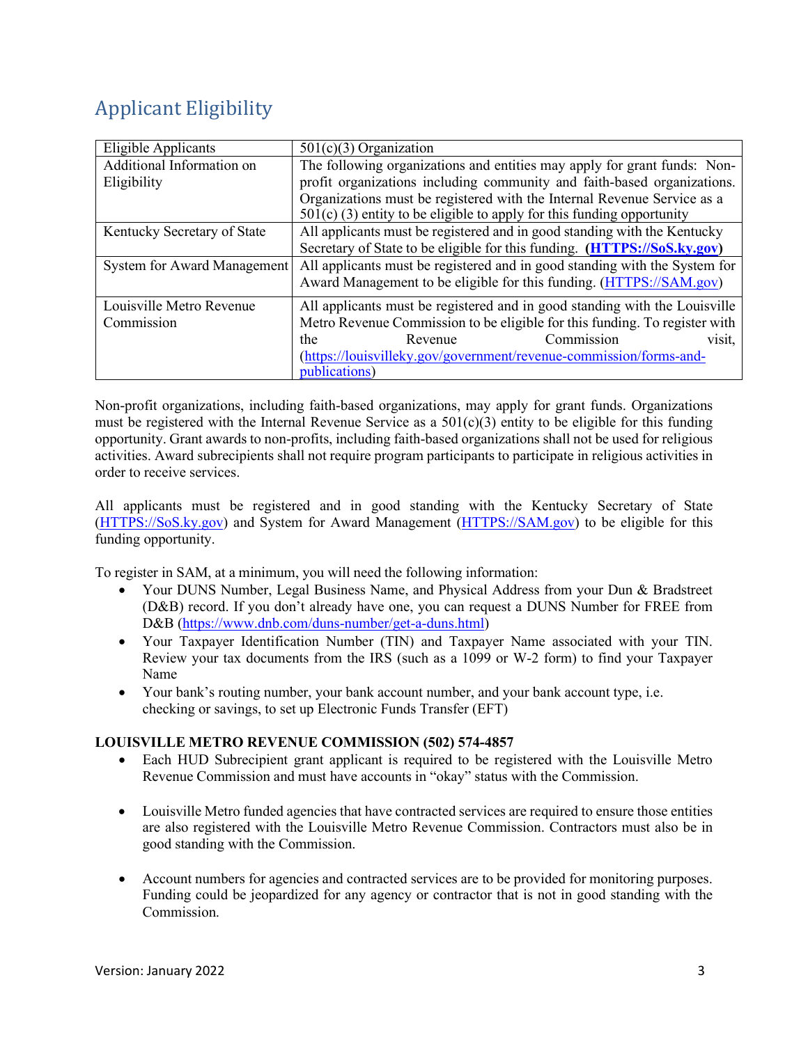## Applicant Eligibility

| Eligible Applicants | 501(c)(3) Organization |
|---|---|
| Additional Information on Eligibility | The following organizations and entities may apply for grant funds: Non-profit organizations including community and faith-based organizations. Organizations must be registered with the Internal Revenue Service as a 501(c) (3) entity to be eligible to apply for this funding opportunity |
| Kentucky Secretary of State | All applicants must be registered and in good standing with the Kentucky Secretary of State to be eligible for this funding. **(HTTPS://SoS.ky.gov)** |
| System for Award Management | All applicants must be registered and in good standing with the System for Award Management to be eligible for this funding. (HTTPS://SAM.gov) |
| Louisville Metro Revenue Commission | All applicants must be registered and in good standing with the Louisville Metro Revenue Commission to be eligible for this funding. To register with the Revenue Commission visit, (https://louisvilleky.gov/government/revenue-commission/forms-and-publications) |

Non-profit organizations, including faith-based organizations, may apply for grant funds. Organizations must be registered with the Internal Revenue Service as a 501(c)(3) entity to be eligible for this funding opportunity. Grant awards to non-profits, including faith-based organizations shall not be used for religious activities. Award subrecipients shall not require program participants to participate in religious activities in order to receive services.

All applicants must be registered and in good standing with the Kentucky Secretary of State (HTTPS://SoS.ky.gov) and System for Award Management (HTTPS://SAM.gov) to be eligible for this funding opportunity.

To register in SAM, at a minimum, you will need the following information:

- Your DUNS Number, Legal Business Name, and Physical Address from your Dun & Bradstreet (D&B) record. If you don't already have one, you can request a DUNS Number for FREE from D&B (https://www.dnb.com/duns-number/get-a-duns.html)
- Your Taxpayer Identification Number (TIN) and Taxpayer Name associated with your TIN. Review your tax documents from the IRS (such as a 1099 or W-2 form) to find your Taxpayer Name
- Your bank's routing number, your bank account number, and your bank account type, i.e. checking or savings, to set up Electronic Funds Transfer (EFT)

**LOUISVILLE METRO REVENUE COMMISSION (502) 574-4857**

- Each HUD Subrecipient grant applicant is required to be registered with the Louisville Metro Revenue Commission and must have accounts in "okay" status with the Commission.
- Louisville Metro funded agencies that have contracted services are required to ensure those entities are also registered with the Louisville Metro Revenue Commission. Contractors must also be in good standing with the Commission.
- Account numbers for agencies and contracted services are to be provided for monitoring purposes. Funding could be jeopardized for any agency or contractor that is not in good standing with the Commission.

Version: January 2022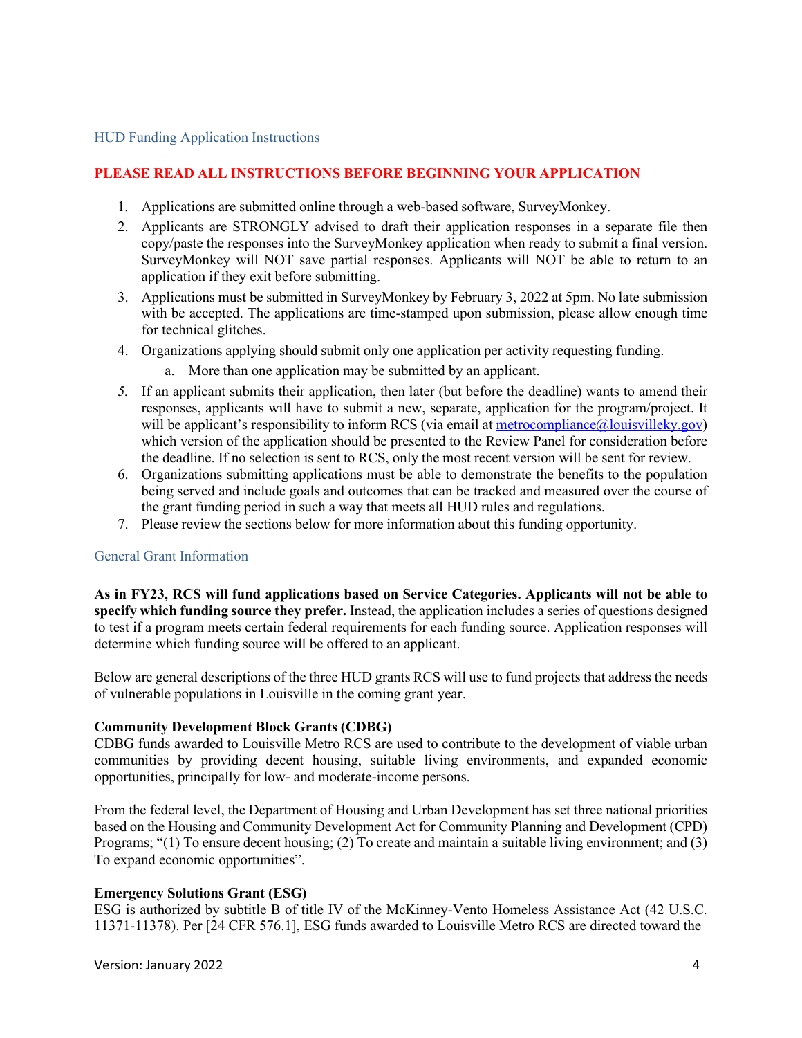## HUD Funding Application Instructions

**PLEASE READ ALL INSTRUCTIONS BEFORE BEGINNING YOUR APPLICATION**

1. Applications are submitted online through a web-based software, SurveyMonkey.
2. Applicants are STRONGLY advised to draft their application responses in a separate file then copy/paste the responses into the SurveyMonkey application when ready to submit a final version. SurveyMonkey will NOT save partial responses. Applicants will NOT be able to return to an application if they exit before submitting.
3. Applications must be submitted in SurveyMonkey by February 3, 2022 at 5pm. No late submission with be accepted. The applications are time-stamped upon submission, please allow enough time for technical glitches.
4. Organizations applying should submit only one application per activity requesting funding.
   a. More than one application may be submitted by an applicant.
5. If an applicant submits their application, then later (but before the deadline) wants to amend their responses, applicants will have to submit a new, separate, application for the program/project. It will be applicant's responsibility to inform RCS (via email at metrocompliance@louisvilleky.gov) which version of the application should be presented to the Review Panel for consideration before the deadline. If no selection is sent to RCS, only the most recent version will be sent for review.
6. Organizations submitting applications must be able to demonstrate the benefits to the population being served and include goals and outcomes that can be tracked and measured over the course of the grant funding period in such a way that meets all HUD rules and regulations.
7. Please review the sections below for more information about this funding opportunity.

## General Grant Information

**As in FY23, RCS will fund applications based on Service Categories. Applicants will not be able to specify which funding source they prefer.** Instead, the application includes a series of questions designed to test if a program meets certain federal requirements for each funding source. Application responses will determine which funding source will be offered to an applicant.

Below are general descriptions of the three HUD grants RCS will use to fund projects that address the needs of vulnerable populations in Louisville in the coming grant year.

**Community Development Block Grants (CDBG)**
CDBG funds awarded to Louisville Metro RCS are used to contribute to the development of viable urban communities by providing decent housing, suitable living environments, and expanded economic opportunities, principally for low- and moderate-income persons.

From the federal level, the Department of Housing and Urban Development has set three national priorities based on the Housing and Community Development Act for Community Planning and Development (CPD) Programs; "(1) To ensure decent housing; (2) To create and maintain a suitable living environment; and (3) To expand economic opportunities".

**Emergency Solutions Grant (ESG)**
ESG is authorized by subtitle B of title IV of the McKinney-Vento Homeless Assistance Act (42 U.S.C. 11371-11378). Per [24 CFR 576.1], ESG funds awarded to Louisville Metro RCS are directed toward the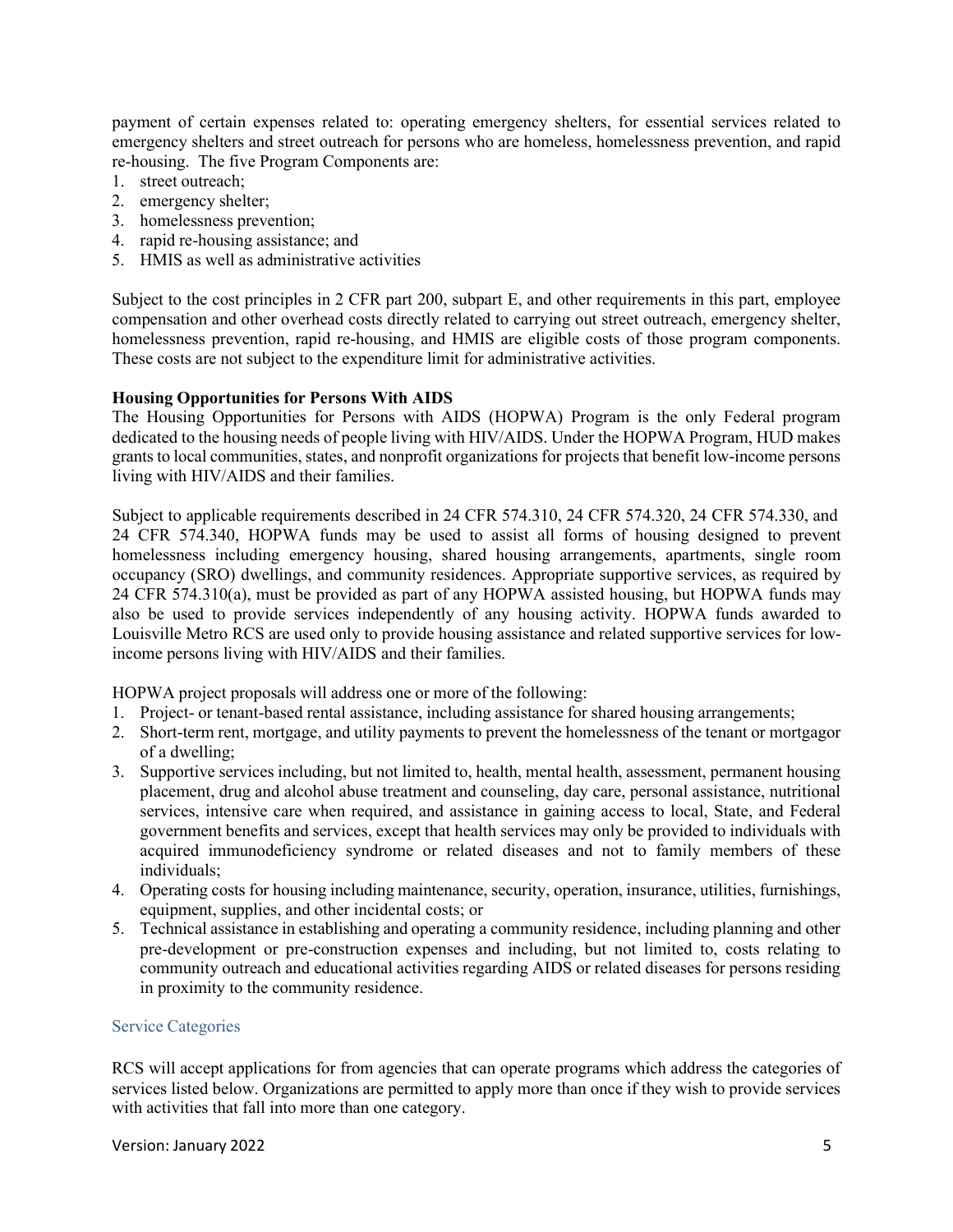payment of certain expenses related to: operating emergency shelters, for essential services related to emergency shelters and street outreach for persons who are homeless, homelessness prevention, and rapid re-housing. The five Program Components are:

1. street outreach;
2. emergency shelter;
3. homelessness prevention;
4. rapid re-housing assistance; and
5. HMIS as well as administrative activities

Subject to the cost principles in 2 CFR part 200, subpart E, and other requirements in this part, employee compensation and other overhead costs directly related to carrying out street outreach, emergency shelter, homelessness prevention, rapid re-housing, and HMIS are eligible costs of those program components. These costs are not subject to the expenditure limit for administrative activities.

**Housing Opportunities for Persons With AIDS**

The Housing Opportunities for Persons with AIDS (HOPWA) Program is the only Federal program dedicated to the housing needs of people living with HIV/AIDS. Under the HOPWA Program, HUD makes grants to local communities, states, and nonprofit organizations for projects that benefit low-income persons living with HIV/AIDS and their families.

Subject to applicable requirements described in 24 CFR 574.310, 24 CFR 574.320, 24 CFR 574.330, and 24 CFR 574.340, HOPWA funds may be used to assist all forms of housing designed to prevent homelessness including emergency housing, shared housing arrangements, apartments, single room occupancy (SRO) dwellings, and community residences. Appropriate supportive services, as required by 24 CFR 574.310(a), must be provided as part of any HOPWA assisted housing, but HOPWA funds may also be used to provide services independently of any housing activity. HOPWA funds awarded to Louisville Metro RCS are used only to provide housing assistance and related supportive services for low-income persons living with HIV/AIDS and their families.

HOPWA project proposals will address one or more of the following:

1. Project- or tenant-based rental assistance, including assistance for shared housing arrangements;
2. Short-term rent, mortgage, and utility payments to prevent the homelessness of the tenant or mortgagor of a dwelling;
3. Supportive services including, but not limited to, health, mental health, assessment, permanent housing placement, drug and alcohol abuse treatment and counseling, day care, personal assistance, nutritional services, intensive care when required, and assistance in gaining access to local, State, and Federal government benefits and services, except that health services may only be provided to individuals with acquired immunodeficiency syndrome or related diseases and not to family members of these individuals;
4. Operating costs for housing including maintenance, security, operation, insurance, utilities, furnishings, equipment, supplies, and other incidental costs; or
5. Technical assistance in establishing and operating a community residence, including planning and other pre-development or pre-construction expenses and including, but not limited to, costs relating to community outreach and educational activities regarding AIDS or related diseases for persons residing in proximity to the community residence.

## Service Categories

RCS will accept applications for from agencies that can operate programs which address the categories of services listed below. Organizations are permitted to apply more than once if they wish to provide services with activities that fall into more than one category.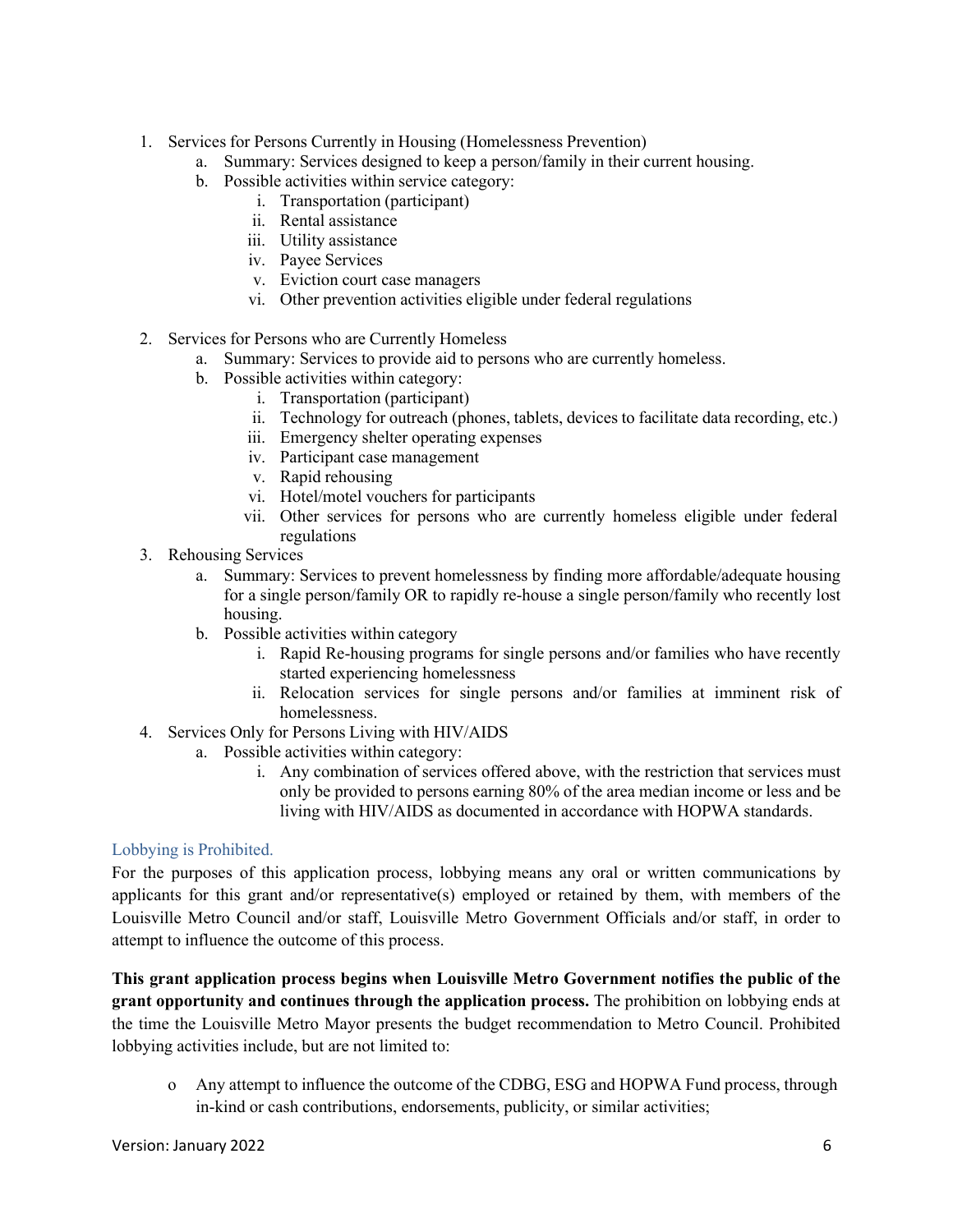1. Services for Persons Currently in Housing (Homelessness Prevention)
    a. Summary: Services designed to keep a person/family in their current housing.
    b. Possible activities within service category:
        i. Transportation (participant)
        ii. Rental assistance
        iii. Utility assistance
        iv. Payee Services
        v. Eviction court case managers
        vi. Other prevention activities eligible under federal regulations

2. Services for Persons who are Currently Homeless
    a. Summary: Services to provide aid to persons who are currently homeless.
    b. Possible activities within category:
        i. Transportation (participant)
        ii. Technology for outreach (phones, tablets, devices to facilitate data recording, etc.)
        iii. Emergency shelter operating expenses
        iv. Participant case management
        v. Rapid rehousing
        vi. Hotel/motel vouchers for participants
        vii. Other services for persons who are currently homeless eligible under federal regulations
3. Rehousing Services
    a. Summary: Services to prevent homelessness by finding more affordable/adequate housing for a single person/family OR to rapidly re-house a single person/family who recently lost housing.
    b. Possible activities within category
        i. Rapid Re-housing programs for single persons and/or families who have recently started experiencing homelessness
        ii. Relocation services for single persons and/or families at imminent risk of homelessness.
4. Services Only for Persons Living with HIV/AIDS
    a. Possible activities within category:
        i. Any combination of services offered above, with the restriction that services must only be provided to persons earning 80% of the area median income or less and be living with HIV/AIDS as documented in accordance with HOPWA standards.

### Lobbying is Prohibited.

For the purposes of this application process, lobbying means any oral or written communications by applicants for this grant and/or representative(s) employed or retained by them, with members of the Louisville Metro Council and/or staff, Louisville Metro Government Officials and/or staff, in order to attempt to influence the outcome of this process.

**This grant application process begins when Louisville Metro Government notifies the public of the grant opportunity and continues through the application process.** The prohibition on lobbying ends at the time the Louisville Metro Mayor presents the budget recommendation to Metro Council. Prohibited lobbying activities include, but are not limited to:

- Any attempt to influence the outcome of the CDBG, ESG and HOPWA Fund process, through in-kind or cash contributions, endorsements, publicity, or similar activities;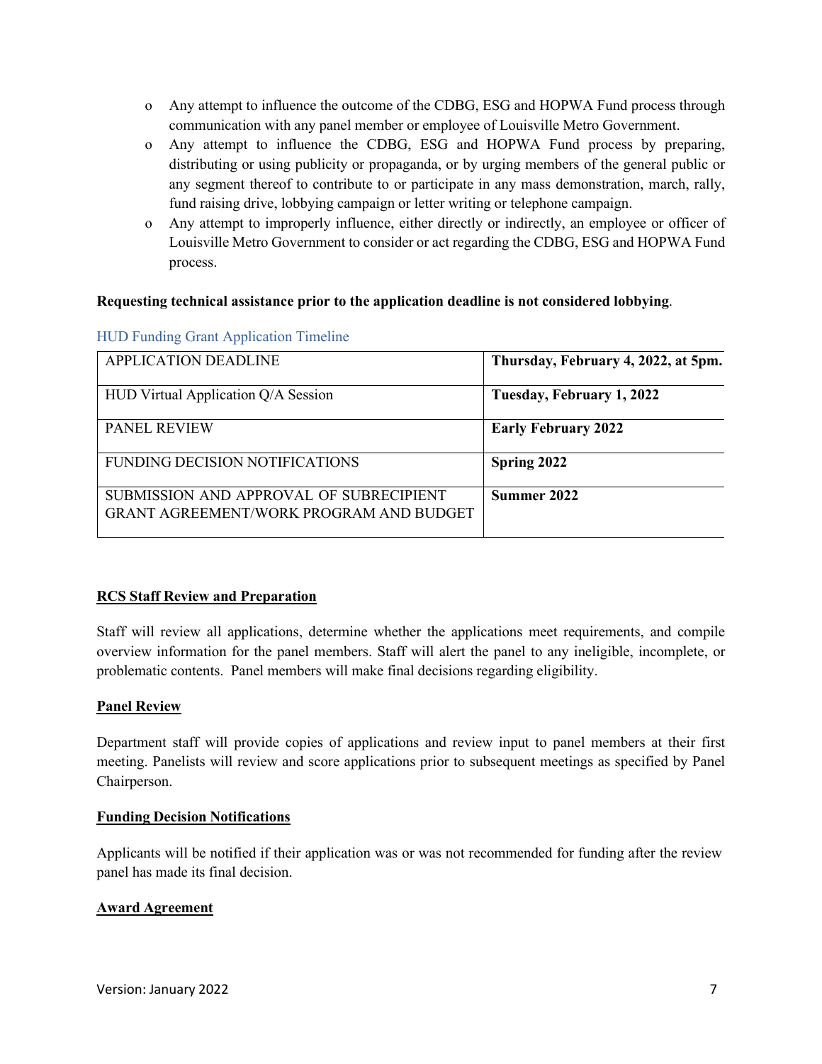- Any attempt to influence the outcome of the CDBG, ESG and HOPWA Fund process through communication with any panel member or employee of Louisville Metro Government.
- Any attempt to influence the CDBG, ESG and HOPWA Fund process by preparing, distributing or using publicity or propaganda, or by urging members of the general public or any segment thereof to contribute to or participate in any mass demonstration, march, rally, fund raising drive, lobbying campaign or letter writing or telephone campaign.
- Any attempt to improperly influence, either directly or indirectly, an employee or officer of Louisville Metro Government to consider or act regarding the CDBG, ESG and HOPWA Fund process.

**Requesting technical assistance prior to the application deadline is not considered lobbying**.

### HUD Funding Grant Application Timeline

| | |
|---|---|
| APPLICATION DEADLINE | **Thursday, February 4, 2022, at 5pm.** |
| HUD Virtual Application Q/A Session | **Tuesday, February 1, 2022** |
| PANEL REVIEW | **Early February 2022** |
| FUNDING DECISION NOTIFICATIONS | **Spring 2022** |
| SUBMISSION AND APPROVAL OF SUBRECIPIENT GRANT AGREEMENT/WORK PROGRAM AND BUDGET | **Summer 2022** |

**RCS Staff Review and Preparation**

Staff will review all applications, determine whether the applications meet requirements, and compile overview information for the panel members. Staff will alert the panel to any ineligible, incomplete, or problematic contents. Panel members will make final decisions regarding eligibility.

**Panel Review**

Department staff will provide copies of applications and review input to panel members at their first meeting. Panelists will review and score applications prior to subsequent meetings as specified by Panel Chairperson.

**Funding Decision Notifications**

Applicants will be notified if their application was or was not recommended for funding after the review panel has made its final decision.

**Award Agreement**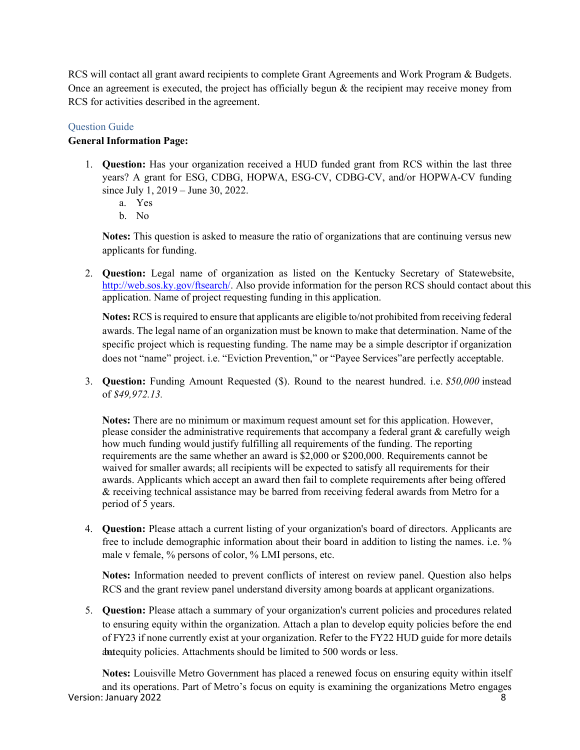RCS will contact all grant award recipients to complete Grant Agreements and Work Program & Budgets. Once an agreement is executed, the project has officially begun & the recipient may receive money from RCS for activities described in the agreement.

## Question Guide

**General Information Page:**

1. **Question:** Has your organization received a HUD funded grant from RCS within the last three years? A grant for ESG, CDBG, HOPWA, ESG-CV, CDBG-CV, and/or HOPWA-CV funding since July 1, 2019 – June 30, 2022.
    a. Yes
    b. No

    **Notes:** This question is asked to measure the ratio of organizations that are continuing versus new applicants for funding.

2. **Question:** Legal name of organization as listed on the Kentucky Secretary of Statewebsite, http://web.sos.ky.gov/ftsearch/. Also provide information for the person RCS should contact about this application. Name of project requesting funding in this application.

    **Notes:** RCS is required to ensure that applicants are eligible to/not prohibited from receiving federal awards. The legal name of an organization must be known to make that determination. Name of the specific project which is requesting funding. The name may be a simple descriptor if organization does not "name" project. i.e. "Eviction Prevention," or "Payee Services"are perfectly acceptable.

3. **Question:** Funding Amount Requested ($). Round to the nearest hundred. i.e. *$50,000* instead of *$49,972.13.*

    **Notes:** There are no minimum or maximum request amount set for this application. However, please consider the administrative requirements that accompany a federal grant & carefully weigh how much funding would justify fulfilling all requirements of the funding. The reporting requirements are the same whether an award is $2,000 or $200,000. Requirements cannot be waived for smaller awards; all recipients will be expected to satisfy all requirements for their awards. Applicants which accept an award then fail to complete requirements after being offered & receiving technical assistance may be barred from receiving federal awards from Metro for a period of 5 years.

4. **Question:** Please attach a current listing of your organization's board of directors. Applicants are free to include demographic information about their board in addition to listing the names. i.e. % male v female, % persons of color, % LMI persons, etc.

    **Notes:** Information needed to prevent conflicts of interest on review panel. Question also helps RCS and the grant review panel understand diversity among boards at applicant organizations.

5. **Question:** Please attach a summary of your organization's current policies and procedures related to ensuring equity within the organization. Attach a plan to develop equity policies before the end of FY23 if none currently exist at your organization. Refer to the FY22 HUD guide for more details about equity policies. Attachments should be limited to 500 words or less.

    **Notes:** Louisville Metro Government has placed a renewed focus on ensuring equity within itself and its operations. Part of Metro's focus on equity is examining the organizations Metro engages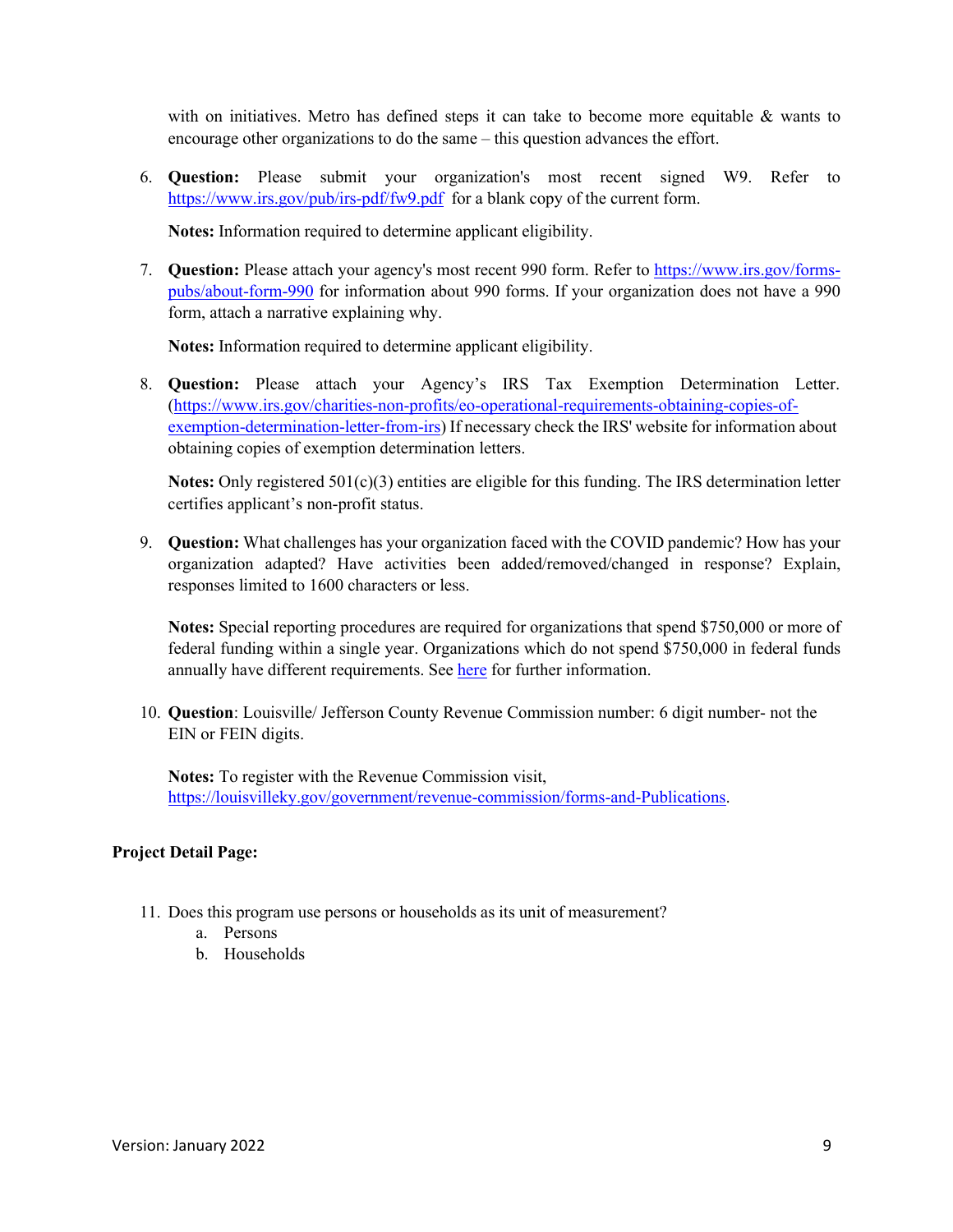with on initiatives. Metro has defined steps it can take to become more equitable & wants to encourage other organizations to do the same – this question advances the effort.

6. **Question:** Please submit your organization's most recent signed W9. Refer to [https://www.irs.gov/pub/irs-pdf/fw9.pdf](https://www.irs.gov/pub/irs-pdf/fw9.pdf) for a blank copy of the current form.

   **Notes:** Information required to determine applicant eligibility.

7. **Question:** Please attach your agency's most recent 990 form. Refer to [https://www.irs.gov/forms-pubs/about-form-990](https://www.irs.gov/forms-pubs/about-form-990) for information about 990 forms. If your organization does not have a 990 form, attach a narrative explaining why.

   **Notes:** Information required to determine applicant eligibility.

8. **Question:** Please attach your Agency's IRS Tax Exemption Determination Letter. ([https://www.irs.gov/charities-non-profits/eo-operational-requirements-obtaining-copies-of-exemption-determination-letter-from-irs](https://www.irs.gov/charities-non-profits/eo-operational-requirements-obtaining-copies-of-exemption-determination-letter-from-irs)) If necessary check the IRS' website for information about obtaining copies of exemption determination letters.

   **Notes:** Only registered 501(c)(3) entities are eligible for this funding. The IRS determination letter certifies applicant's non-profit status.

9. **Question:** What challenges has your organization faced with the COVID pandemic? How has your organization adapted? Have activities been added/removed/changed in response? Explain, responses limited to 1600 characters or less.

   **Notes:** Special reporting procedures are required for organizations that spend $750,000 or more of federal funding within a single year. Organizations which do not spend $750,000 in federal funds annually have different requirements. See here for further information.

10. **Question**: Louisville/ Jefferson County Revenue Commission number: 6 digit number- not the EIN or FEIN digits.

    **Notes:** To register with the Revenue Commission visit, [https://louisvilleky.gov/government/revenue-commission/forms-and-Publications](https://louisvilleky.gov/government/revenue-commission/forms-and-Publications).

**Project Detail Page:**

11. Does this program use persons or households as its unit of measurement?
    a. Persons
    b. Households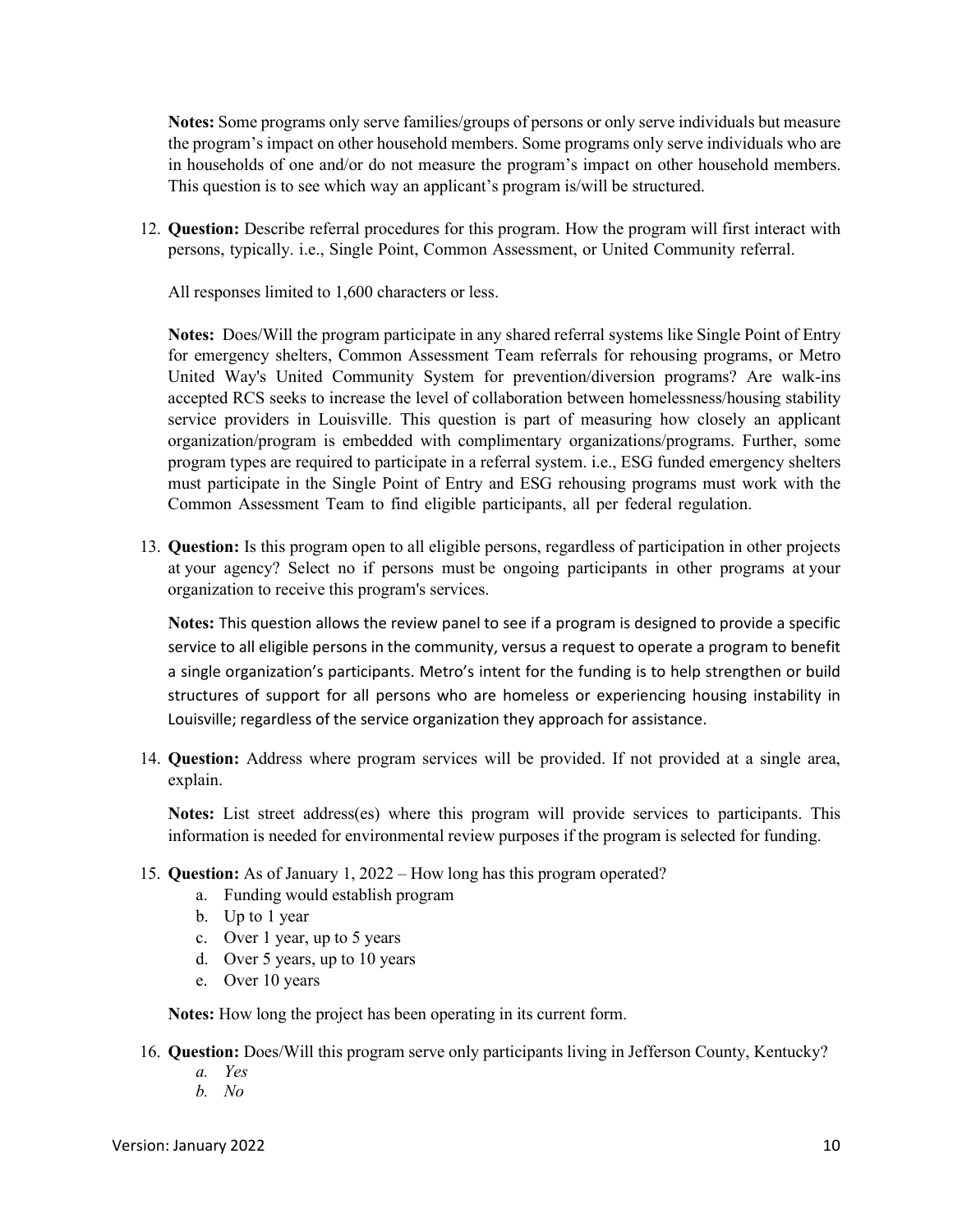**Notes:** Some programs only serve families/groups of persons or only serve individuals but measure the program's impact on other household members. Some programs only serve individuals who are in households of one and/or do not measure the program's impact on other household members. This question is to see which way an applicant's program is/will be structured.

12. **Question:** Describe referral procedures for this program. How the program will first interact with persons, typically. i.e., Single Point, Common Assessment, or United Community referral.

    All responses limited to 1,600 characters or less.

    **Notes:** Does/Will the program participate in any shared referral systems like Single Point of Entry for emergency shelters, Common Assessment Team referrals for rehousing programs, or Metro United Way's United Community System for prevention/diversion programs? Are walk-ins accepted RCS seeks to increase the level of collaboration between homelessness/housing stability service providers in Louisville. This question is part of measuring how closely an applicant organization/program is embedded with complimentary organizations/programs. Further, some program types are required to participate in a referral system. i.e., ESG funded emergency shelters must participate in the Single Point of Entry and ESG rehousing programs must work with the Common Assessment Team to find eligible participants, all per federal regulation.

13. **Question:** Is this program open to all eligible persons, regardless of participation in other projects at your agency? Select no if persons must be ongoing participants in other programs at your organization to receive this program's services.

    **Notes:** This question allows the review panel to see if a program is designed to provide a specific service to all eligible persons in the community, versus a request to operate a program to benefit a single organization's participants. Metro's intent for the funding is to help strengthen or build structures of support for all persons who are homeless or experiencing housing instability in Louisville; regardless of the service organization they approach for assistance.

14. **Question:** Address where program services will be provided. If not provided at a single area, explain.

    **Notes:** List street address(es) where this program will provide services to participants. This information is needed for environmental review purposes if the program is selected for funding.

15. **Question:** As of January 1, 2022 – How long has this program operated?
    a. Funding would establish program
    b. Up to 1 year
    c. Over 1 year, up to 5 years
    d. Over 5 years, up to 10 years
    e. Over 10 years

    **Notes:** How long the project has been operating in its current form.

16. **Question:** Does/Will this program serve only participants living in Jefferson County, Kentucky?
    *a. Yes*
    *b. No*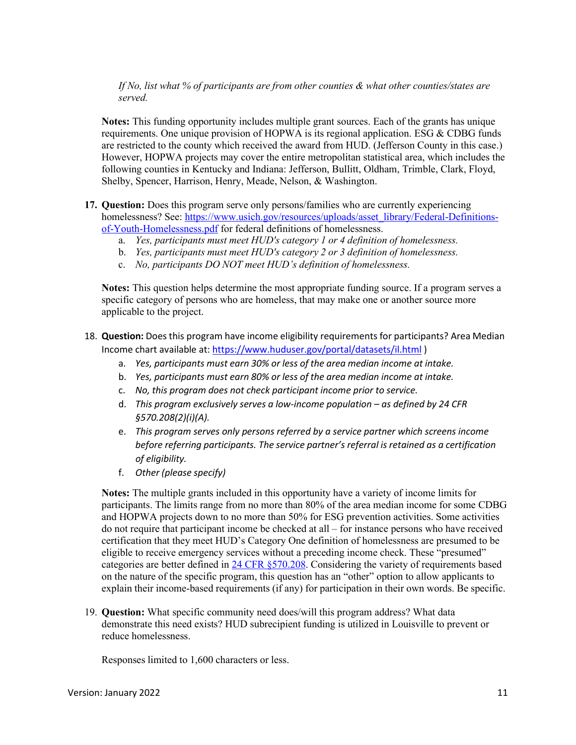*If No, list what % of participants are from other counties & what other counties/states are served.*

**Notes:** This funding opportunity includes multiple grant sources. Each of the grants has unique requirements. One unique provision of HOPWA is its regional application. ESG & CDBG funds are restricted to the county which received the award from HUD. (Jefferson County in this case.) However, HOPWA projects may cover the entire metropolitan statistical area, which includes the following counties in Kentucky and Indiana: Jefferson, Bullitt, Oldham, Trimble, Clark, Floyd, Shelby, Spencer, Harrison, Henry, Meade, Nelson, & Washington.

17. **Question:** Does this program serve only persons/families who are currently experiencing homelessness? See: [https://www.usich.gov/resources/uploads/asset_library/Federal-Definitions-of-Youth-Homelessness.pdf](https://www.usich.gov/resources/uploads/asset_library/Federal-Definitions-of-Youth-Homelessness.pdf) for federal definitions of homelessness.
    a. *Yes, participants must meet HUD's category 1 or 4 definition of homelessness.*
    b. *Yes, participants must meet HUD's category 2 or 3 definition of homelessness.*
    c. *No, participants DO NOT meet HUD's definition of homelessness.*

    **Notes:** This question helps determine the most appropriate funding source. If a program serves a specific category of persons who are homeless, that may make one or another source more applicable to the project.

18. **Question:** Does this program have income eligibility requirements for participants? Area Median Income chart available at: [https://www.huduser.gov/portal/datasets/il.html](https://www.huduser.gov/portal/datasets/il.html) )
    a. *Yes, participants must earn 30% or less of the area median income at intake.*
    b. *Yes, participants must earn 80% or less of the area median income at intake.*
    c. *No, this program does not check participant income prior to service.*
    d. *This program exclusively serves a low-income population – as defined by 24 CFR §570.208(2)(i)(A).*
    e. *This program serves only persons referred by a service partner which screens income before referring participants. The service partner's referral is retained as a certification of eligibility.*
    f. *Other (please specify)*

    **Notes:** The multiple grants included in this opportunity have a variety of income limits for participants. The limits range from no more than 80% of the area median income for some CDBG and HOPWA projects down to no more than 50% for ESG prevention activities. Some activities do not require that participant income be checked at all – for instance persons who have received certification that they meet HUD's Category One definition of homelessness are presumed to be eligible to receive emergency services without a preceding income check. These "presumed" categories are better defined in [24 CFR §570.208](24 CFR §570.208). Considering the variety of requirements based on the nature of the specific program, this question has an "other" option to allow applicants to explain their income-based requirements (if any) for participation in their own words. Be specific.

19. **Question:** What specific community need does/will this program address? What data demonstrate this need exists? HUD subrecipient funding is utilized in Louisville to prevent or reduce homelessness.

    Responses limited to 1,600 characters or less.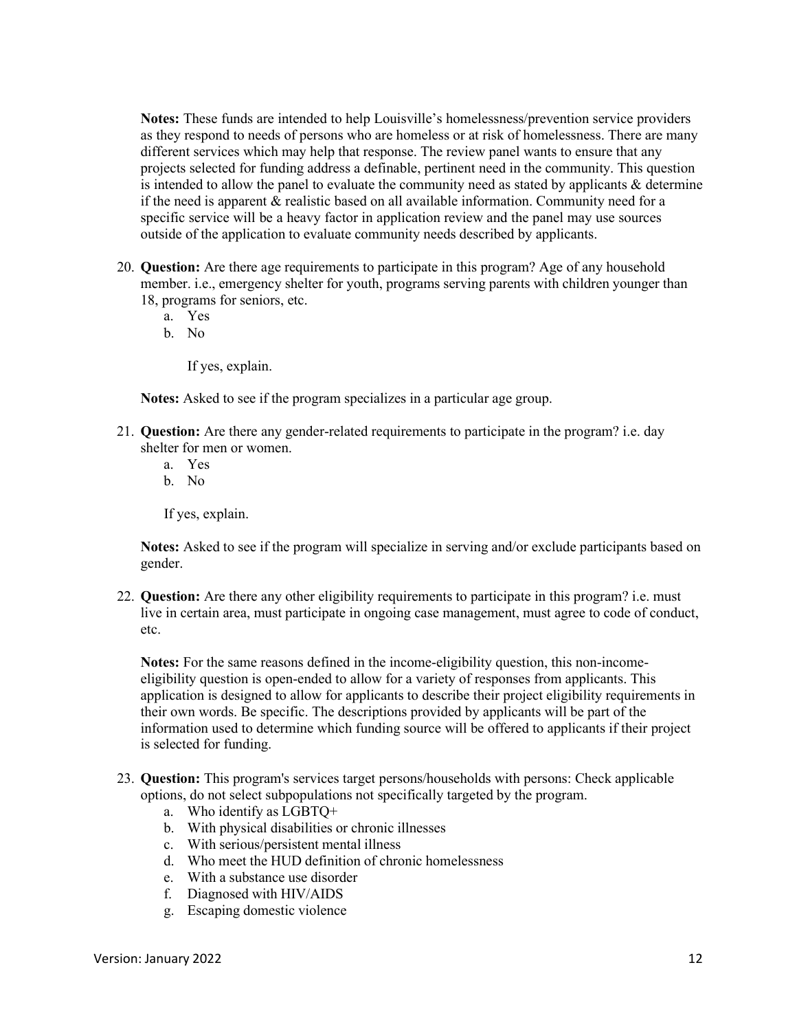**Notes:** These funds are intended to help Louisville's homelessness/prevention service providers as they respond to needs of persons who are homeless or at risk of homelessness. There are many different services which may help that response. The review panel wants to ensure that any projects selected for funding address a definable, pertinent need in the community. This question is intended to allow the panel to evaluate the community need as stated by applicants & determine if the need is apparent & realistic based on all available information. Community need for a specific service will be a heavy factor in application review and the panel may use sources outside of the application to evaluate community needs described by applicants.

20. **Question:** Are there age requirements to participate in this program? Age of any household member. i.e., emergency shelter for youth, programs serving parents with children younger than 18, programs for seniors, etc.
    a. Yes
    b. No

    If yes, explain.

    **Notes:** Asked to see if the program specializes in a particular age group.

21. **Question:** Are there any gender-related requirements to participate in the program? i.e. day shelter for men or women.
    a. Yes
    b. No

    If yes, explain.

    **Notes:** Asked to see if the program will specialize in serving and/or exclude participants based on gender.

22. **Question:** Are there any other eligibility requirements to participate in this program? i.e. must live in certain area, must participate in ongoing case management, must agree to code of conduct, etc.

    **Notes:** For the same reasons defined in the income-eligibility question, this non-income-eligibility question is open-ended to allow for a variety of responses from applicants. This application is designed to allow for applicants to describe their project eligibility requirements in their own words. Be specific. The descriptions provided by applicants will be part of the information used to determine which funding source will be offered to applicants if their project is selected for funding.

23. **Question:** This program's services target persons/households with persons: Check applicable options, do not select subpopulations not specifically targeted by the program.
    a. Who identify as LGBTQ+
    b. With physical disabilities or chronic illnesses
    c. With serious/persistent mental illness
    d. Who meet the HUD definition of chronic homelessness
    e. With a substance use disorder
    f. Diagnosed with HIV/AIDS
    g. Escaping domestic violence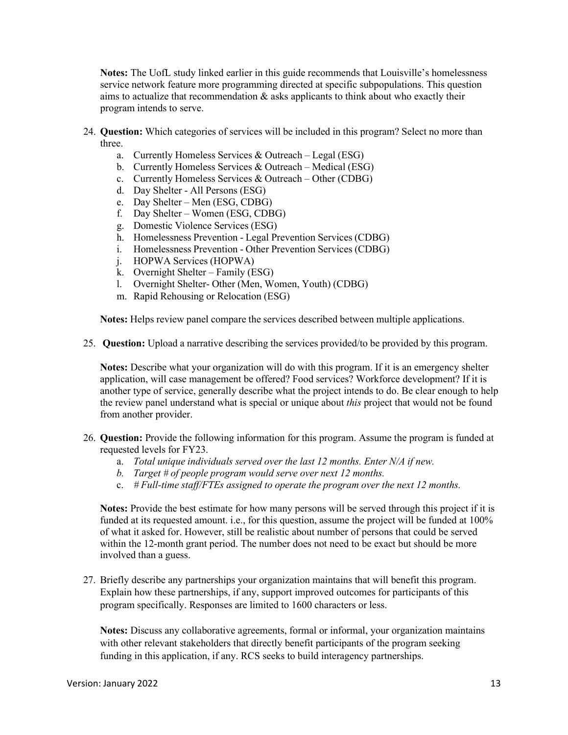**Notes:** The UofL study linked earlier in this guide recommends that Louisville's homelessness service network feature more programming directed at specific subpopulations. This question aims to actualize that recommendation & asks applicants to think about who exactly their program intends to serve.

24. **Question:** Which categories of services will be included in this program? Select no more than three.
    a. Currently Homeless Services & Outreach – Legal (ESG)
    b. Currently Homeless Services & Outreach – Medical (ESG)
    c. Currently Homeless Services & Outreach – Other (CDBG)
    d. Day Shelter - All Persons (ESG)
    e. Day Shelter – Men (ESG, CDBG)
    f. Day Shelter – Women (ESG, CDBG)
    g. Domestic Violence Services (ESG)
    h. Homelessness Prevention - Legal Prevention Services (CDBG)
    i. Homelessness Prevention - Other Prevention Services (CDBG)
    j. HOPWA Services (HOPWA)
    k. Overnight Shelter – Family (ESG)
    l. Overnight Shelter- Other (Men, Women, Youth) (CDBG)
    m. Rapid Rehousing or Relocation (ESG)

    **Notes:** Helps review panel compare the services described between multiple applications.

25. **Question:** Upload a narrative describing the services provided/to be provided by this program.

    **Notes:** Describe what your organization will do with this program. If it is an emergency shelter application, will case management be offered? Food services? Workforce development? If it is another type of service, generally describe what the project intends to do. Be clear enough to help the review panel understand what is special or unique about *this* project that would not be found from another provider.

26. **Question:** Provide the following information for this program. Assume the program is funded at requested levels for FY23.
    a. *Total unique individuals served over the last 12 months. Enter N/A if new.*
    b. *Target # of people program would serve over next 12 months.*
    c. *# Full-time staff/FTEs assigned to operate the program over the next 12 months.*

    **Notes:** Provide the best estimate for how many persons will be served through this project if it is funded at its requested amount. i.e., for this question, assume the project will be funded at 100% of what it asked for. However, still be realistic about number of persons that could be served within the 12-month grant period. The number does not need to be exact but should be more involved than a guess.

27. Briefly describe any partnerships your organization maintains that will benefit this program. Explain how these partnerships, if any, support improved outcomes for participants of this program specifically. Responses are limited to 1600 characters or less.

    **Notes:** Discuss any collaborative agreements, formal or informal, your organization maintains with other relevant stakeholders that directly benefit participants of the program seeking funding in this application, if any. RCS seeks to build interagency partnerships.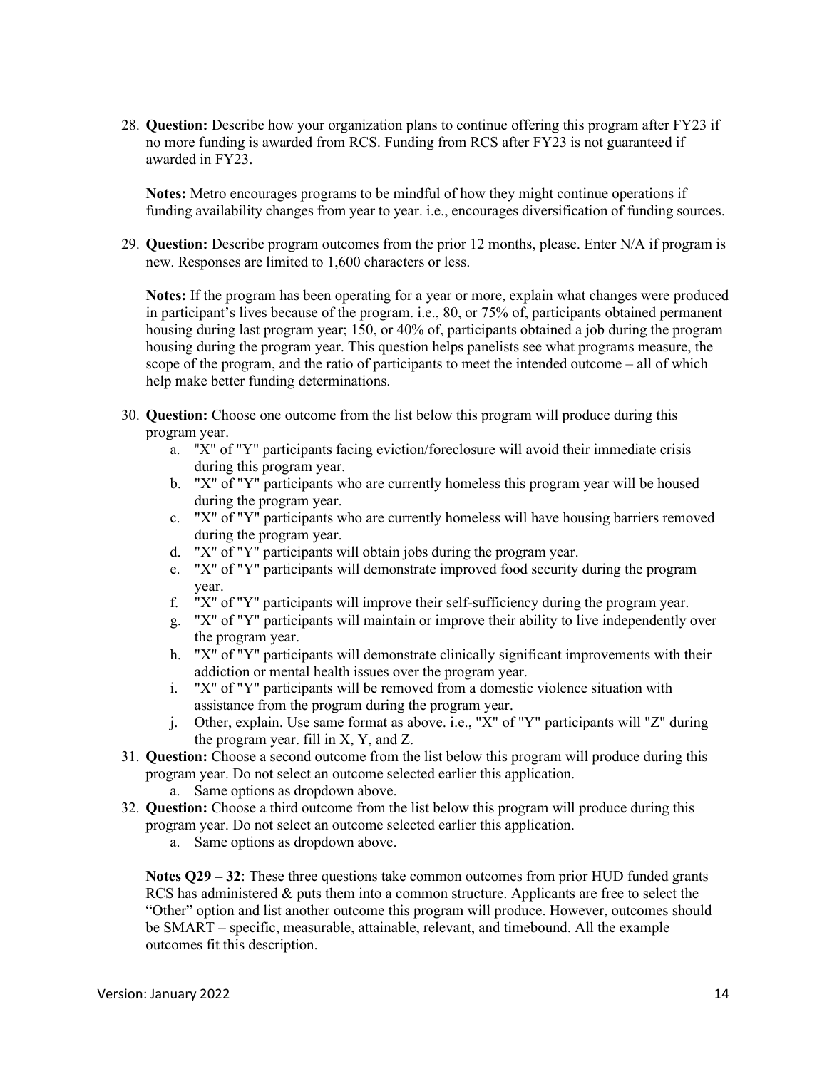28. **Question:** Describe how your organization plans to continue offering this program after FY23 if no more funding is awarded from RCS. Funding from RCS after FY23 is not guaranteed if awarded in FY23.

    **Notes:** Metro encourages programs to be mindful of how they might continue operations if funding availability changes from year to year. i.e., encourages diversification of funding sources.

29. **Question:** Describe program outcomes from the prior 12 months, please. Enter N/A if program is new. Responses are limited to 1,600 characters or less.

    **Notes:** If the program has been operating for a year or more, explain what changes were produced in participant's lives because of the program. i.e., 80, or 75% of, participants obtained permanent housing during last program year; 150, or 40% of, participants obtained a job during the program housing during the program year. This question helps panelists see what programs measure, the scope of the program, and the ratio of participants to meet the intended outcome – all of which help make better funding determinations.

30. **Question:** Choose one outcome from the list below this program will produce during this program year.
    a. "X" of "Y" participants facing eviction/foreclosure will avoid their immediate crisis during this program year.
    b. "X" of "Y" participants who are currently homeless this program year will be housed during the program year.
    c. "X" of "Y" participants who are currently homeless will have housing barriers removed during the program year.
    d. "X" of "Y" participants will obtain jobs during the program year.
    e. "X" of "Y" participants will demonstrate improved food security during the program year.
    f. "X" of "Y" participants will improve their self-sufficiency during the program year.
    g. "X" of "Y" participants will maintain or improve their ability to live independently over the program year.
    h. "X" of "Y" participants will demonstrate clinically significant improvements with their addiction or mental health issues over the program year.
    i. "X" of "Y" participants will be removed from a domestic violence situation with assistance from the program during the program year.
    j. Other, explain. Use same format as above. i.e., "X" of "Y" participants will "Z" during the program year. fill in X, Y, and Z.
31. **Question:** Choose a second outcome from the list below this program will produce during this program year. Do not select an outcome selected earlier this application.
    a. Same options as dropdown above.
32. **Question:** Choose a third outcome from the list below this program will produce during this program year. Do not select an outcome selected earlier this application.
    a. Same options as dropdown above.

    **Notes Q29 – 32**: These three questions take common outcomes from prior HUD funded grants RCS has administered & puts them into a common structure. Applicants are free to select the "Other" option and list another outcome this program will produce. However, outcomes should be SMART – specific, measurable, attainable, relevant, and timebound. All the example outcomes fit this description.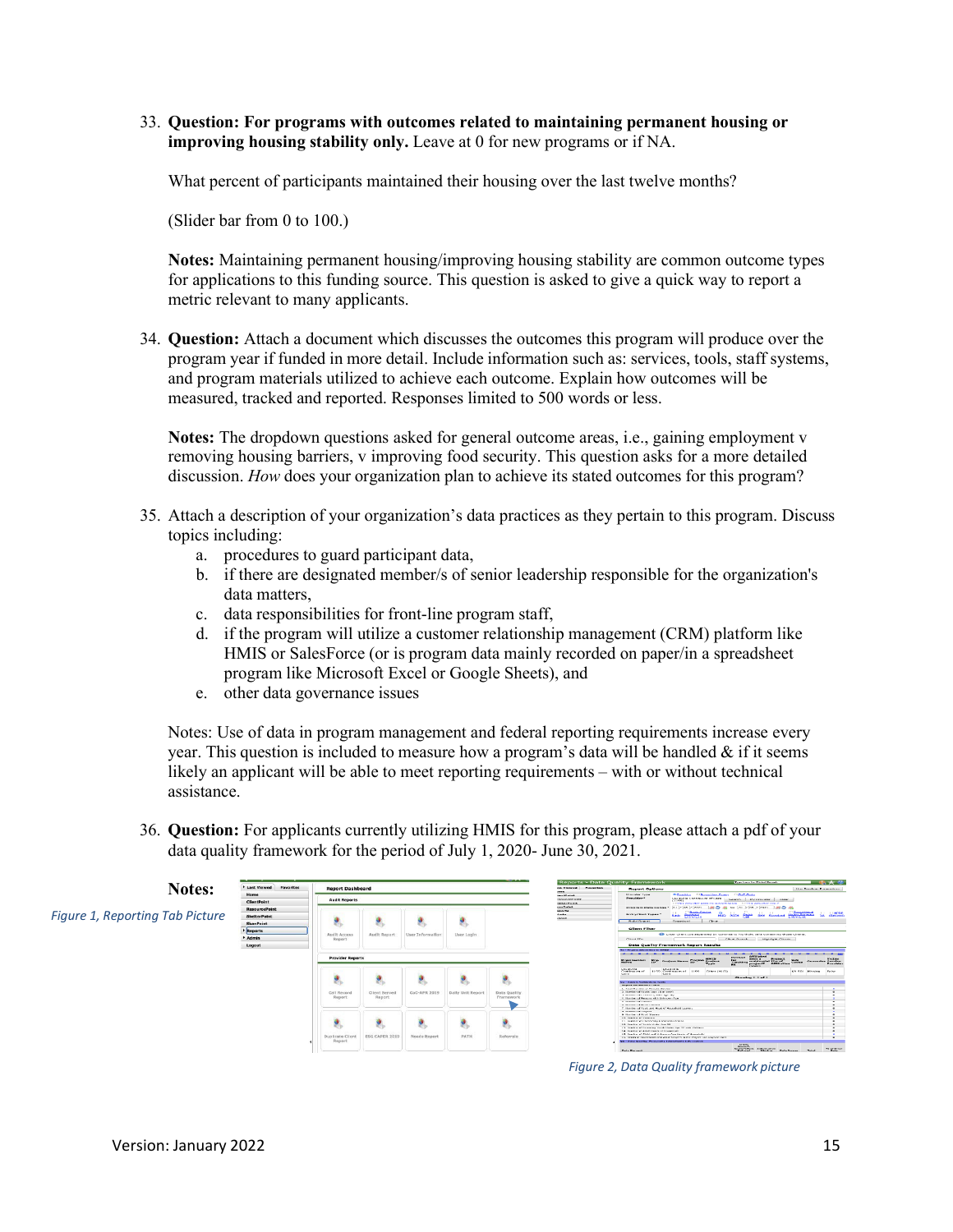33. **Question: For programs with outcomes related to maintaining permanent housing or improving housing stability only.** Leave at 0 for new programs or if NA.

    What percent of participants maintained their housing over the last twelve months?

    (Slider bar from 0 to 100.)

    **Notes:** Maintaining permanent housing/improving housing stability are common outcome types for applications to this funding source. This question is asked to give a quick way to report a metric relevant to many applicants.

34. **Question:** Attach a document which discusses the outcomes this program will produce over the program year if funded in more detail. Include information such as: services, tools, staff systems, and program materials utilized to achieve each outcome. Explain how outcomes will be measured, tracked and reported. Responses limited to 500 words or less.

    **Notes:** The dropdown questions asked for general outcome areas, i.e., gaining employment v removing housing barriers, v improving food security. This question asks for a more detailed discussion. *How* does your organization plan to achieve its stated outcomes for this program?

35. Attach a description of your organization's data practices as they pertain to this program. Discuss topics including:
    a. procedures to guard participant data,
    b. if there are designated member/s of senior leadership responsible for the organization's data matters,
    c. data responsibilities for front-line program staff,
    d. if the program will utilize a customer relationship management (CRM) platform like HMIS or SalesForce (or is program data mainly recorded on paper/in a spreadsheet program like Microsoft Excel or Google Sheets), and
    e. other data governance issues

    Notes: Use of data in program management and federal reporting requirements increase every year. This question is included to measure how a program's data will be handled & if it seems likely an applicant will be able to meet reporting requirements – with or without technical assistance.

36. **Question:** For applicants currently utilizing HMIS for this program, please attach a pdf of your data quality framework for the period of July 1, 2020- June 30, 2021.

    **Notes:**

*Figure 1, Reporting Tab Picture*

*Figure 2, Data Quality framework picture*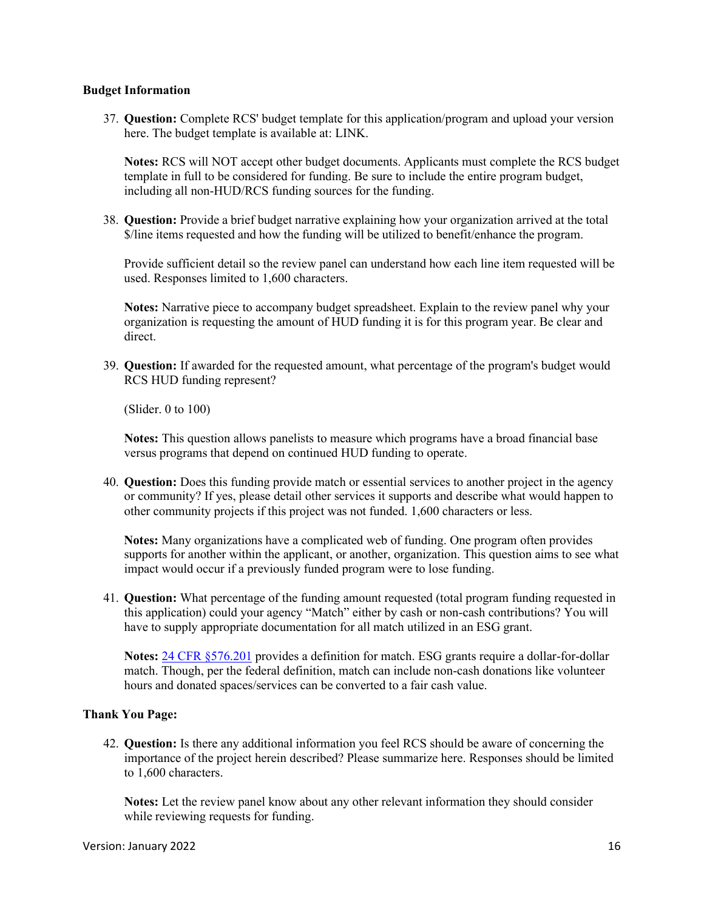**Budget Information**

37. **Question:** Complete RCS' budget template for this application/program and upload your version here. The budget template is available at: LINK.

    **Notes:** RCS will NOT accept other budget documents. Applicants must complete the RCS budget template in full to be considered for funding. Be sure to include the entire program budget, including all non-HUD/RCS funding sources for the funding.

38. **Question:** Provide a brief budget narrative explaining how your organization arrived at the total $/line items requested and how the funding will be utilized to benefit/enhance the program.

    Provide sufficient detail so the review panel can understand how each line item requested will be used. Responses limited to 1,600 characters.

    **Notes:** Narrative piece to accompany budget spreadsheet. Explain to the review panel why your organization is requesting the amount of HUD funding it is for this program year. Be clear and direct.

39. **Question:** If awarded for the requested amount, what percentage of the program's budget would RCS HUD funding represent?

    (Slider. 0 to 100)

    **Notes:** This question allows panelists to measure which programs have a broad financial base versus programs that depend on continued HUD funding to operate.

40. **Question:** Does this funding provide match or essential services to another project in the agency or community? If yes, please detail other services it supports and describe what would happen to other community projects if this project was not funded. 1,600 characters or less.

    **Notes:** Many organizations have a complicated web of funding. One program often provides supports for another within the applicant, or another, organization. This question aims to see what impact would occur if a previously funded program were to lose funding.

41. **Question:** What percentage of the funding amount requested (total program funding requested in this application) could your agency "Match" either by cash or non-cash contributions? You will have to supply appropriate documentation for all match utilized in an ESG grant.

    **Notes:** 24 CFR §576.201 provides a definition for match. ESG grants require a dollar-for-dollar match. Though, per the federal definition, match can include non-cash donations like volunteer hours and donated spaces/services can be converted to a fair cash value.

**Thank You Page:**

42. **Question:** Is there any additional information you feel RCS should be aware of concerning the importance of the project herein described? Please summarize here. Responses should be limited to 1,600 characters.

    **Notes:** Let the review panel know about any other relevant information they should consider while reviewing requests for funding.

Version: January 2022